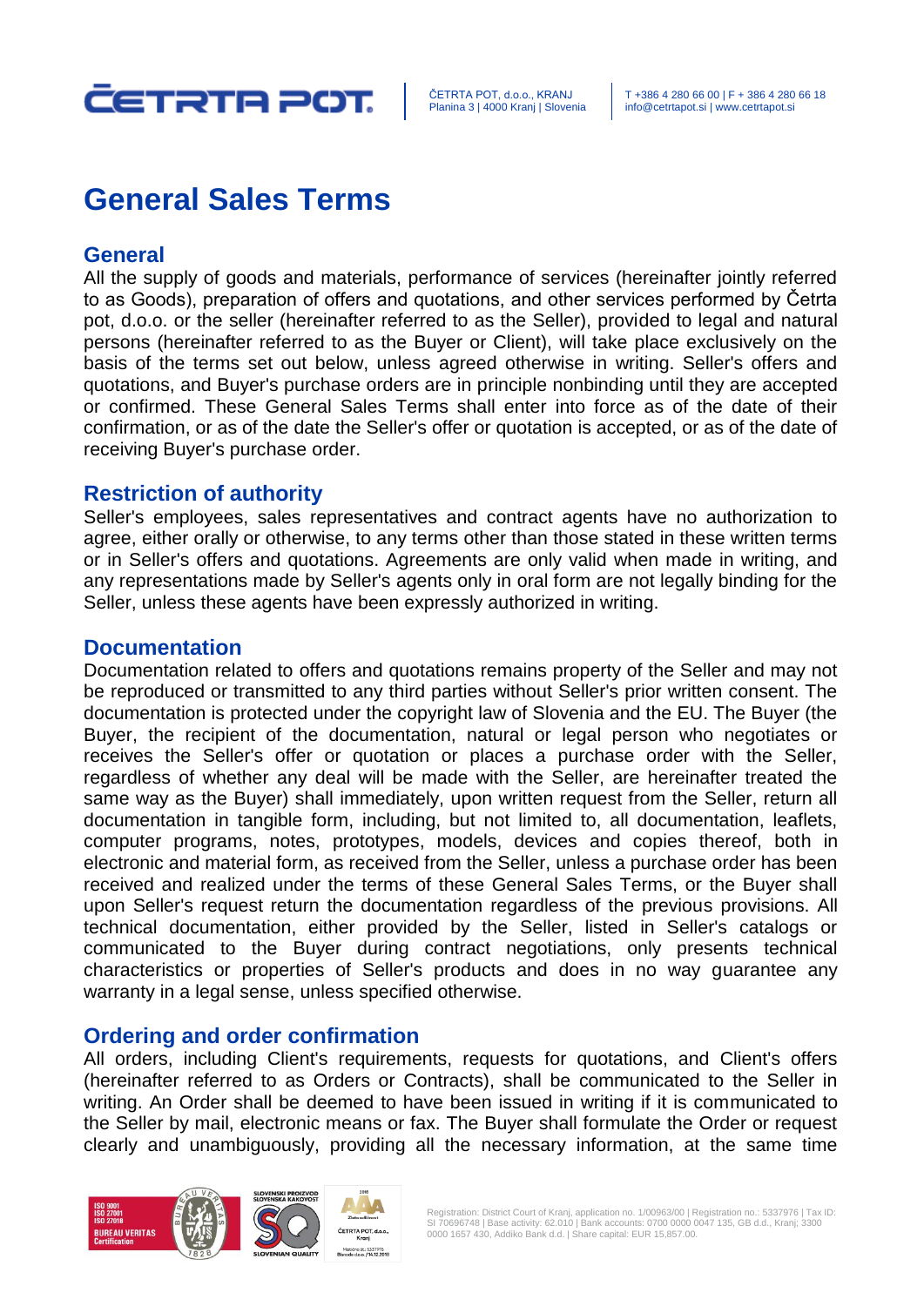# General Sales Terms

## General

All the supply of goods and materials, performance of services (hereinafter jointly referred to as Goods), preparation of offers and quotations, and other services performed by Četrta pot, d.o.o. or the seller (hereinafter referred to as the Seller), provided to legal and natural persons (hereinafter referred to as the Buyer or Client), will take place exclusively on the basis of the terms set out below, unless agreed otherwise in writing. Seller's offers and quotations, and Buyer's purchase orders are in principle nonbinding until they are accepted or confirmed. These General Sales Terms shall enter into force as of the date of their confirmation, or as of the date the Seller's offer or quotation is accepted, or as of the date of receiving Buyer's purchase order.

## Restriction of authority

Seller's employees, sales representatives and contract agents have no authorization to agree, either orally or otherwise, to any terms other than those stated in these written terms or in Seller's offers and quotations. Agreements are only valid when made in writing, and any representations made by Seller's agents only in oral form are not legally binding for the Seller, unless these agents have been expressly authorized in writing.

## Documentation

Documentation related to offers and quotations remains property of the Seller and may not be reproduced or transmitted to any third parties without Seller's prior written consent. The documentation is protected under the copyright law of Slovenia and the EU. The Buyer (the Buyer, the recipient of the documentation, natural or legal person who negotiates or receives the Seller's offer or quotation or places a purchase order with the Seller, regardless of whether any deal will be made with the Seller, are hereinafter treated the same way as the Buyer) shall immediately, upon written request from the Seller, return all documentation in tangible form, including, but not limited to, all documentation, leaflets, computer programs, notes, prototypes, models, devices and copies thereof, both in electronic and material form, as received from the Seller, unless a purchase order has been received and realized under the terms of these General Sales Terms, or the Buyer shall upon Seller's request return the documentation regardless of the previous provisions. All technical documentation, either provided by the Seller, listed in Seller's catalogs or communicated to the Buyer during contract negotiations, only presents technical characteristics or properties of Seller's products and does in no way guarantee any warranty in a legal sense, unless specified otherwise.

## Ordering and order confirmation

All orders, including Client's requirements, requests for quotations, and Client's offers (hereinafter referred to as Orders or Contracts), shall be communicated to the Seller in writing. An Order shall be deemed to have been issued in writing if it is communicated to the Seller by mail, electronic means or fax. The Buyer shall formulate the Order or request clearly and unambiguously, providing all the necessary information, at the same time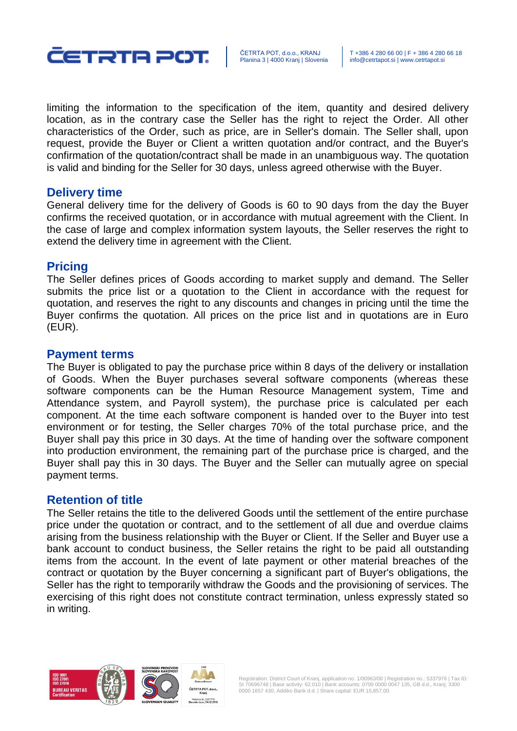limiting the information to the specification of the item, quantity and desired delivery location, as in the contrary case the Seller has the right to reject the Order. All other characteristics of the Order, such as price, are in Seller's domain. The Seller shall, upon request, provide the Buyer or Client a written quotation and/or contract, and the Buyer's confirmation of the quotation/contract shall be made in an unambiguous way. The quotation is valid and binding for the Seller for 30 days, unless agreed otherwise with the Buyer.

## Delivery time

General delivery time for the delivery of Goods is 60 to 90 days from the day the Buyer confirms the received quotation, or in accordance with mutual agreement with the Client. In the case of large and complex information system layouts, the Seller reserves the right to extend the delivery time in agreement with the Client.

## Pricing

The Seller defines prices of Goods according to market supply and demand. The Seller submits the price list or a quotation to the Client in accordance with the request for quotation, and reserves the right to any discounts and changes in pricing until the time the Buyer confirms the quotation. All prices on the price list and in quotations are in Euro (EUR).

## Payment terms

The Buyer is obligated to pay the purchase price within 8 days of the delivery or installation of Goods. When the Buyer purchases several software components (whereas these software components can be the Human Resource Management system, Time and Attendance system, and Payroll system), the purchase price is calculated per each component. At the time each software component is handed over to the Buyer into test environment or for testing, the Seller charges 70% of the total purchase price, and the Buyer shall pay this price in 30 days. At the time of handing over the software component into production environment, the remaining part of the purchase price is charged, and the Buyer shall pay this in 30 days. The Buyer and the Seller can mutually agree on special payment terms.

## Retention of title

The Seller retains the title to the delivered Goods until the settlement of the entire purchase price under the quotation or contract, and to the settlement of all due and overdue claims arising from the business relationship with the Buyer or Client. If the Seller and Buyer use a bank account to conduct business, the Seller retains the right to be paid all outstanding items from the account. In the event of late payment or other material breaches of the contract or quotation by the Buyer concerning a significant part of Buyer's obligations, the Seller has the right to temporarily withdraw the Goods and the provisioning of services. The exercising of this right does not constitute contract termination, unless expressly stated so in writing.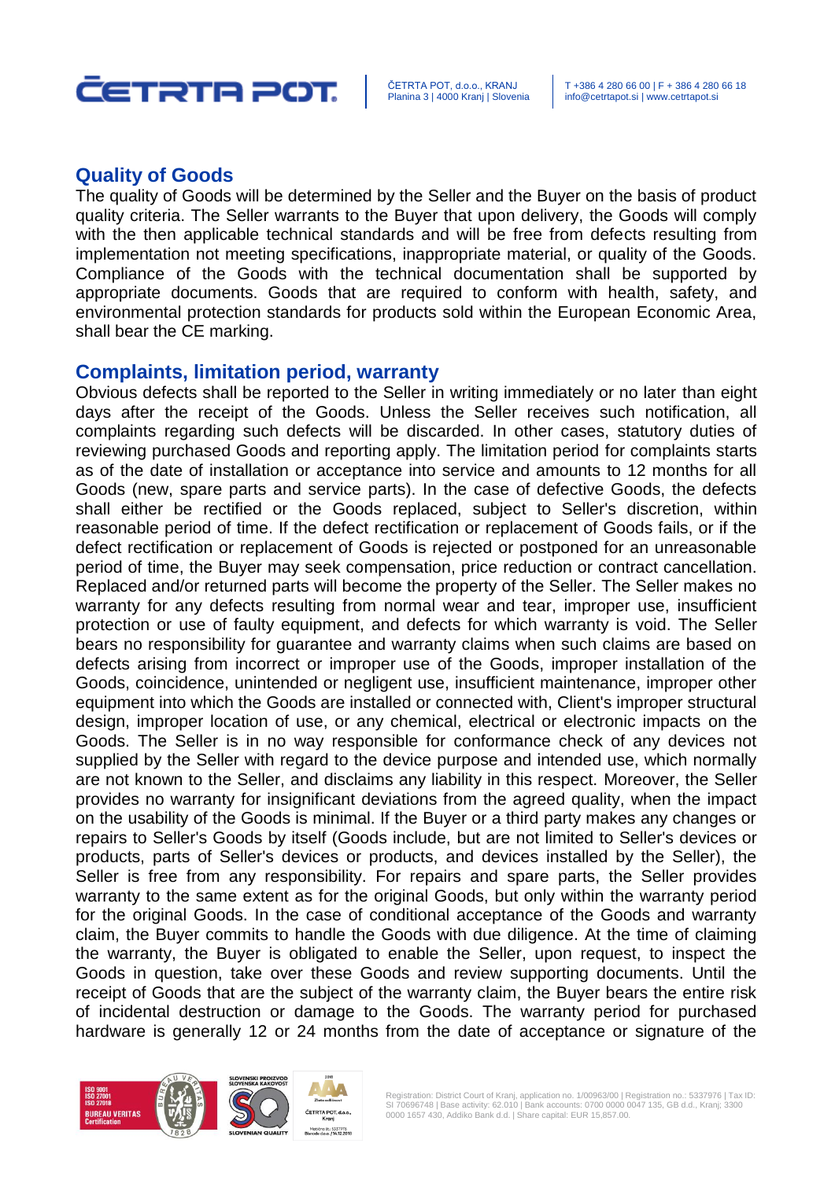## Quality of Goods

The quality of Goods will be determined by the Seller and the Buyer on the basis of product quality criteria. The Seller warrants to the Buyer that upon delivery, the Goods will comply with the then applicable technical standards and will be free from defects resulting from implementation not meeting specifications, inappropriate material, or quality of the Goods. Compliance of the Goods with the technical documentation shall be supported by appropriate documents. Goods that are required to conform with health, safety, and environmental protection standards for products sold within the European Economic Area, shall bear the CE marking.

## Complaints, limitation period, warranty

Obvious defects shall be reported to the Seller in writing immediately or no later than eight days after the receipt of the Goods. Unless the Seller receives such notification, all complaints regarding such defects will be discarded. In other cases, statutory duties of reviewing purchased Goods and reporting apply. The limitation period for complaints starts as of the date of installation or acceptance into service and amounts to 12 months for all Goods (new, spare parts and service parts). In the case of defective Goods, the defects shall either be rectified or the Goods replaced, subject to Seller's discretion, within reasonable period of time. If the defect rectification or replacement of Goods fails, or if the defect rectification or replacement of Goods is rejected or postponed for an unreasonable period of time, the Buyer may seek compensation, price reduction or contract cancellation. Replaced and/or returned parts will become the property of the Seller. The Seller makes no warranty for any defects resulting from normal wear and tear, improper use, insufficient protection or use of faulty equipment, and defects for which warranty is void. The Seller bears no responsibility for guarantee and warranty claims when such claims are based on defects arising from incorrect or improper use of the Goods, improper installation of the Goods, coincidence, unintended or negligent use, insufficient maintenance, improper other equipment into which the Goods are installed or connected with, Client's improper structural design, improper location of use, or any chemical, electrical or electronic impacts on the Goods. The Seller is in no way responsible for conformance check of any devices not supplied by the Seller with regard to the device purpose and intended use, which normally are not known to the Seller, and disclaims any liability in this respect. Moreover, the Seller provides no warranty for insignificant deviations from the agreed quality, when the impact on the usability of the Goods is minimal. If the Buyer or a third party makes any changes or repairs to Seller's Goods by itself (Goods include, but are not limited to Seller's devices or products, parts of Seller's devices or products, and devices installed by the Seller), the Seller is free from any responsibility. For repairs and spare parts, the Seller provides warranty to the same extent as for the original Goods, but only within the warranty period for the original Goods. In the case of conditional acceptance of the Goods and warranty claim, the Buyer commits to handle the Goods with due diligence. At the time of claiming the warranty, the Buyer is obligated to enable the Seller, upon request, to inspect the Goods in question, take over these Goods and review supporting documents. Until the receipt of Goods that are the subject of the warranty claim, the Buyer bears the entire risk of incidental destruction or damage to the Goods. The warranty period for purchased hardware is generally 12 or 24 months from the date of acceptance or signature of the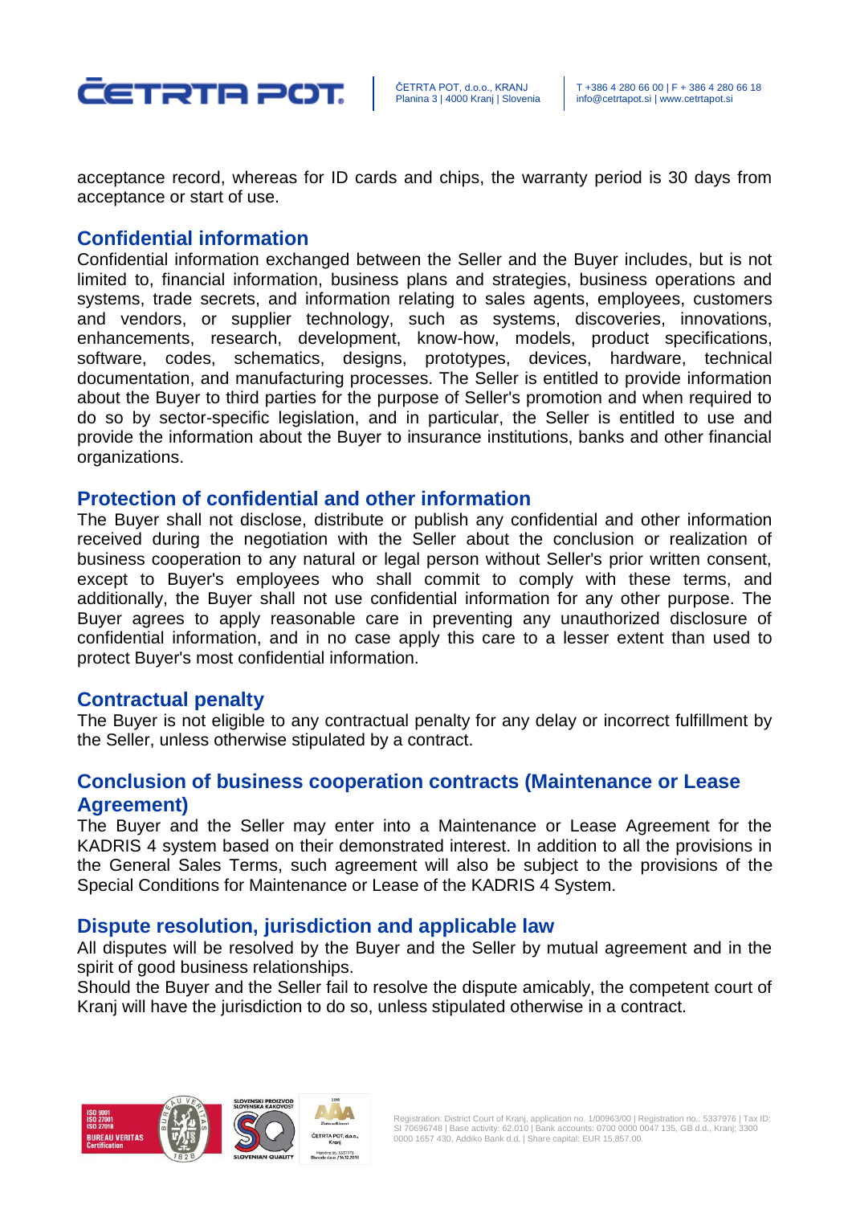acceptance record, whereas for ID cards and chips, the warranty period is 30 days from acceptance or start of use.

## Confidential information

Confidential information exchanged between the Seller and the Buyer includes, but is not limited to, financial information, business plans and strategies, business operations and systems, trade secrets, and information relating to sales agents, employees, customers and vendors, or supplier technology, such as systems, discoveries, innovations, enhancements, research, development, know-how, models, product specifications, software, codes, schematics, designs, prototypes, devices, hardware, technical documentation, and manufacturing processes. The Seller is entitled to provide information about the Buyer to third parties for the purpose of Seller's promotion and when required to do so by sector-specific legislation, and in particular, the Seller is entitled to use and provide the information about the Buyer to insurance institutions, banks and other financial organizations.

## Protection of confidential and other information

The Buyer shall not disclose, distribute or publish any confidential and other information received during the negotiation with the Seller about the conclusion or realization of business cooperation to any natural or legal person without Seller's prior written consent, except to Buyer's employees who shall commit to comply with these terms, and additionally, the Buyer shall not use confidential information for any other purpose. The Buyer agrees to apply reasonable care in preventing any unauthorized disclosure of confidential information, and in no case apply this care to a lesser extent than used to protect Buyer's most confidential information.

## Contractual penalty

The Buyer is not eligible to any contractual penalty for any delay or incorrect fulfillment by the Seller, unless otherwise stipulated by a contract.

## Conclusion of business cooperation contracts (Maintenance or Lease Agreement)

The Buyer and the Seller may enter into a Maintenance or Lease Agreement for the KADRIS 4 system based on their demonstrated interest. In addition to all the provisions in the General Sales Terms, such agreement will also be subject to the provisions of the Special Conditions for Maintenance or Lease of the KADRIS 4 System.

## Dispute resolution, jurisdiction and applicable law

All disputes will be resolved by the Buyer and the Seller by mutual agreement and in the spirit of good business relationships.

Should the Buyer and the Seller fail to resolve the dispute amicably, the competent court of Kranj will have the jurisdiction to do so, unless stipulated otherwise in a contract.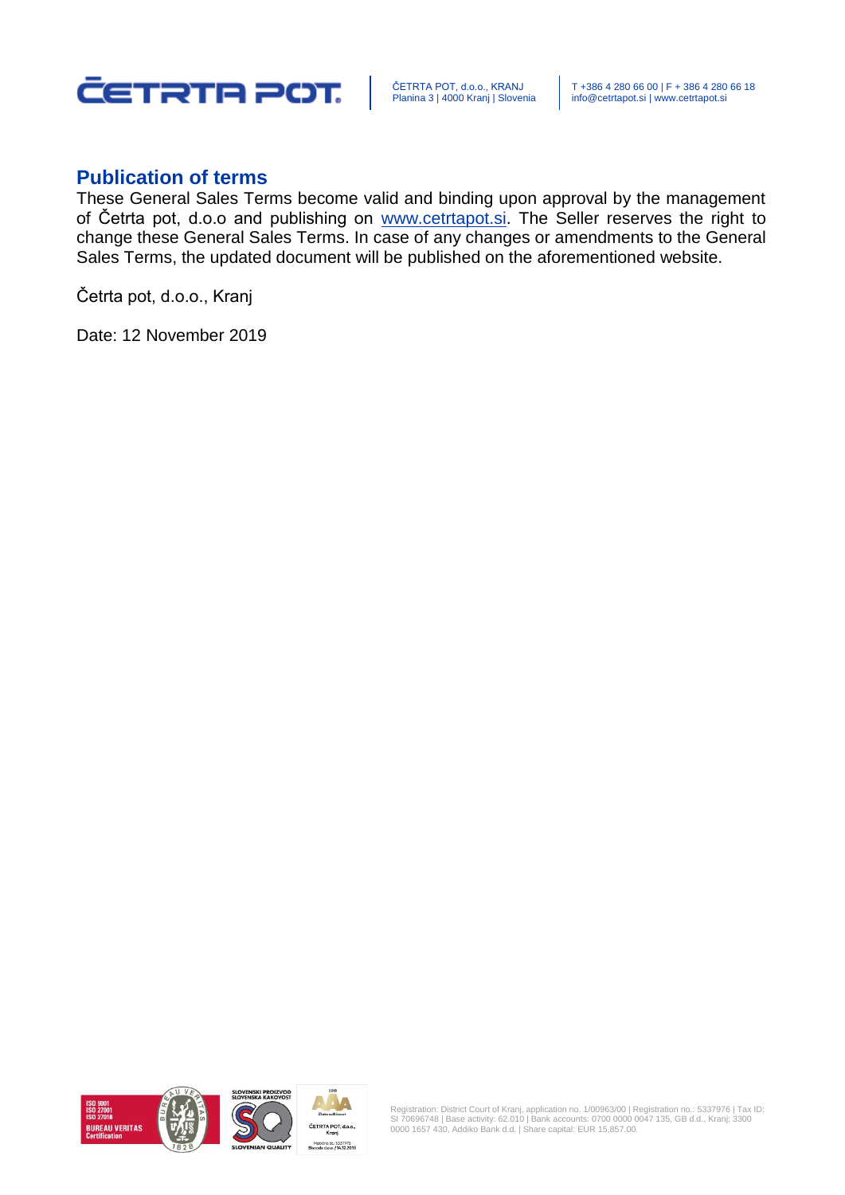## Publication of terms

These General Sales Terms become valid and binding upon approval by the management of Četrta pot, d.o.o and publishing on www.cetrtapot.si. The Seller reserves the right to change these General Sales Terms. In case of any changes or amendments to the General Sales Terms, the updated document will be published on the aforementioned website.

Četrta pot, d.o.o., Kranj

Date: 12 November 2019